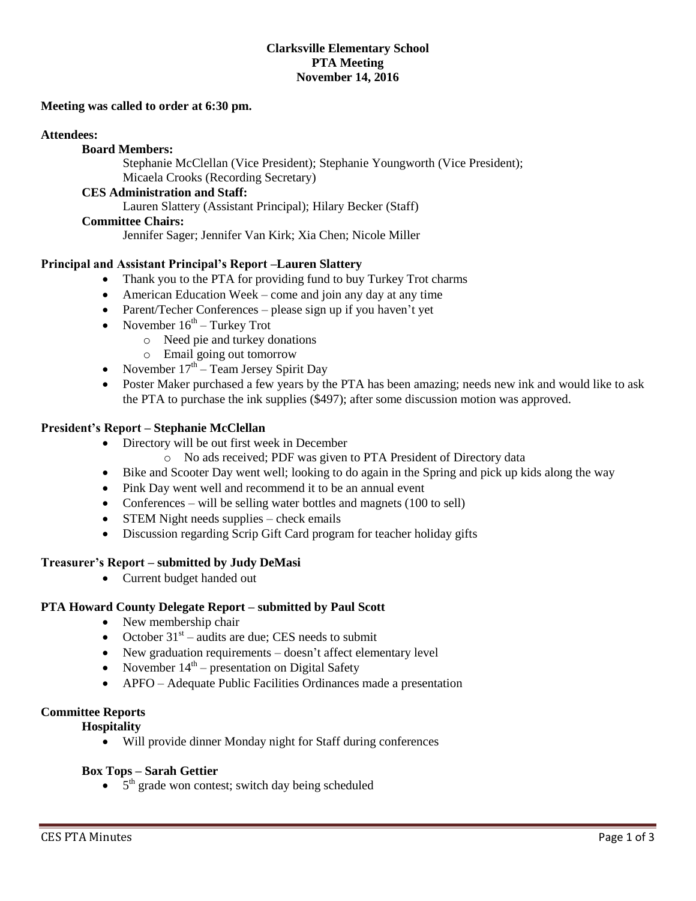**Clarksville Elementary School**
**PTA Meeting**
**November 14, 2016**

**Meeting was called to order at 6:30 pm.**

**Attendees:**

**Board Members:**

Stephanie McClellan (Vice President); Stephanie Youngworth (Vice President); Micaela Crooks (Recording Secretary)

**CES Administration and Staff:**

Lauren Slattery (Assistant Principal); Hilary Becker (Staff)

**Committee Chairs:**

Jennifer Sager; Jennifer Van Kirk; Xia Chen; Nicole Miller

**Principal and Assistant Principal's Report –Lauren Slattery**

- Thank you to the PTA for providing fund to buy Turkey Trot charms
- American Education Week – come and join any day at any time
- Parent/Techer Conferences – please sign up if you haven't yet
- November 16th – Turkey Trot
  - Need pie and turkey donations
  - Email going out tomorrow
- November 17th – Team Jersey Spirit Day
- Poster Maker purchased a few years by the PTA has been amazing; needs new ink and would like to ask the PTA to purchase the ink supplies ($497); after some discussion motion was approved.

**President's Report – Stephanie McClellan**

- Directory will be out first week in December
  - No ads received; PDF was given to PTA President of Directory data
- Bike and Scooter Day went well; looking to do again in the Spring and pick up kids along the way
- Pink Day went well and recommend it to be an annual event
- Conferences – will be selling water bottles and magnets (100 to sell)
- STEM Night needs supplies – check emails
- Discussion regarding Scrip Gift Card program for teacher holiday gifts

**Treasurer's Report – submitted by Judy DeMasi**

- Current budget handed out

**PTA Howard County Delegate Report – submitted by Paul Scott**

- New membership chair
- October 31st – audits are due; CES needs to submit
- New graduation requirements – doesn't affect elementary level
- November 14th – presentation on Digital Safety
- APFO – Adequate Public Facilities Ordinances made a presentation

**Committee Reports**

**Hospitality**

- Will provide dinner Monday night for Staff during conferences

**Box Tops – Sarah Gettier**

- 5th grade won contest; switch day being scheduled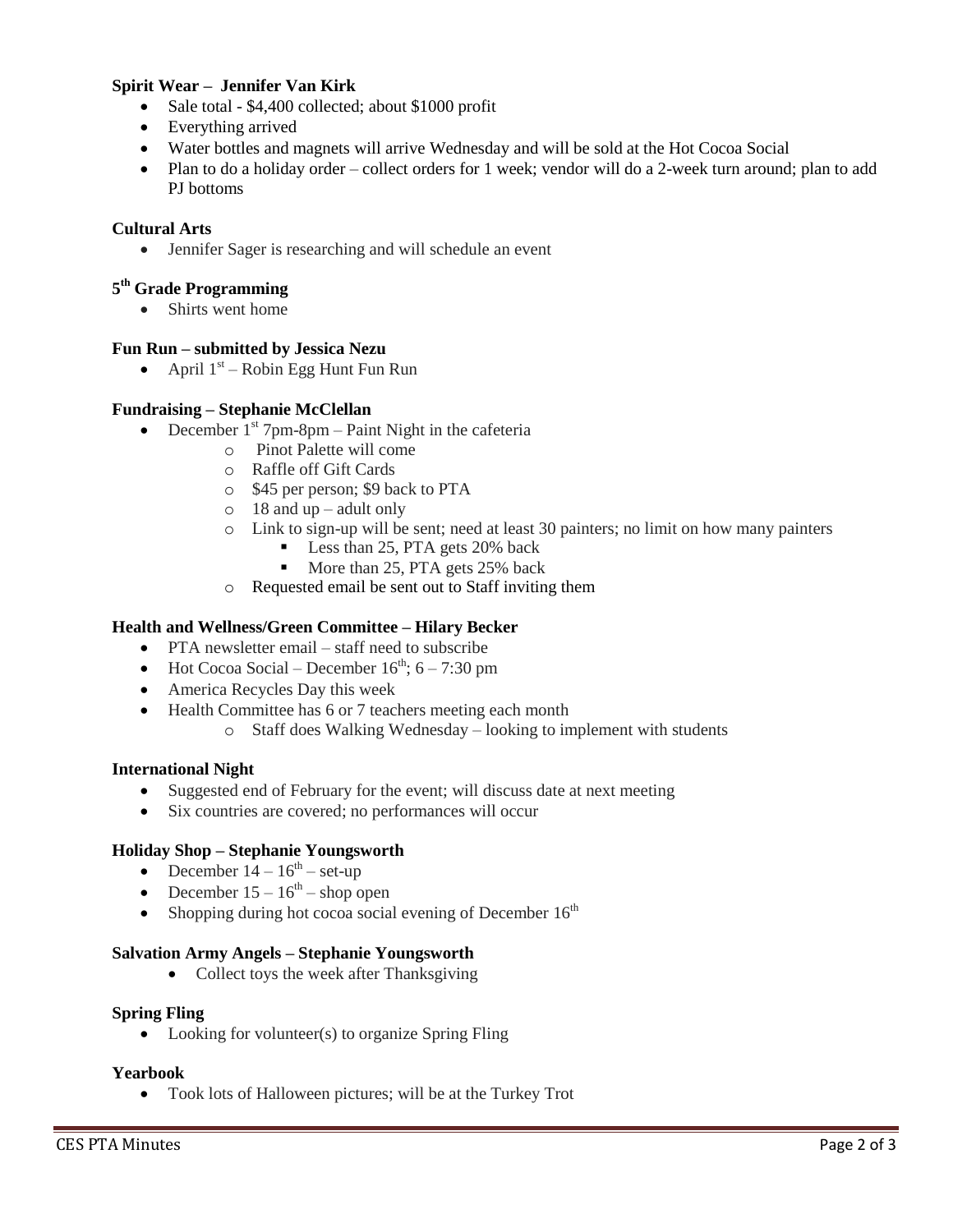**Spirit Wear – Jennifer Van Kirk**

- Sale total - $4,400 collected; about $1000 profit
- Everything arrived
- Water bottles and magnets will arrive Wednesday and will be sold at the Hot Cocoa Social
- Plan to do a holiday order – collect orders for 1 week; vendor will do a 2-week turn around; plan to add PJ bottoms

**Cultural Arts**

- Jennifer Sager is researching and will schedule an event

**5th Grade Programming**

- Shirts went home

**Fun Run – submitted by Jessica Nezu**

- April 1st – Robin Egg Hunt Fun Run

**Fundraising – Stephanie McClellan**

- December 1st 7pm-8pm – Paint Night in the cafeteria
  - Pinot Palette will come
  - Raffle off Gift Cards
  - $45 per person; $9 back to PTA
  - 18 and up – adult only
  - Link to sign-up will be sent; need at least 30 painters; no limit on how many painters
    - Less than 25, PTA gets 20% back
    - More than 25, PTA gets 25% back
  - Requested email be sent out to Staff inviting them

**Health and Wellness/Green Committee – Hilary Becker**

- PTA newsletter email – staff need to subscribe
- Hot Cocoa Social – December 16th; 6 – 7:30 pm
- America Recycles Day this week
- Health Committee has 6 or 7 teachers meeting each month
  - Staff does Walking Wednesday – looking to implement with students

**International Night**

- Suggested end of February for the event; will discuss date at next meeting
- Six countries are covered; no performances will occur

**Holiday Shop – Stephanie Youngsworth**

- December 14 – 16th – set-up
- December 15 – 16th – shop open
- Shopping during hot cocoa social evening of December 16th

**Salvation Army Angels – Stephanie Youngsworth**

- Collect toys the week after Thanksgiving

**Spring Fling**

- Looking for volunteer(s) to organize Spring Fling

**Yearbook**

- Took lots of Halloween pictures; will be at the Turkey Trot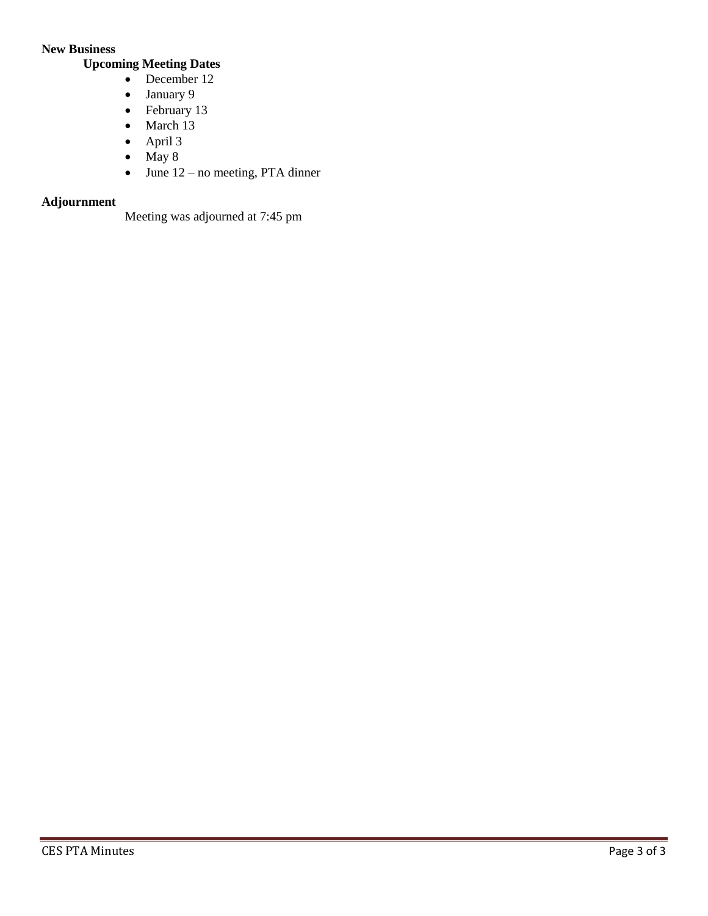**New Business**

**Upcoming Meeting Dates**

- December 12
- January 9
- February 13
- March 13
- April 3
- May 8
- June 12 – no meeting, PTA dinner

**Adjournment**

Meeting was adjourned at 7:45 pm